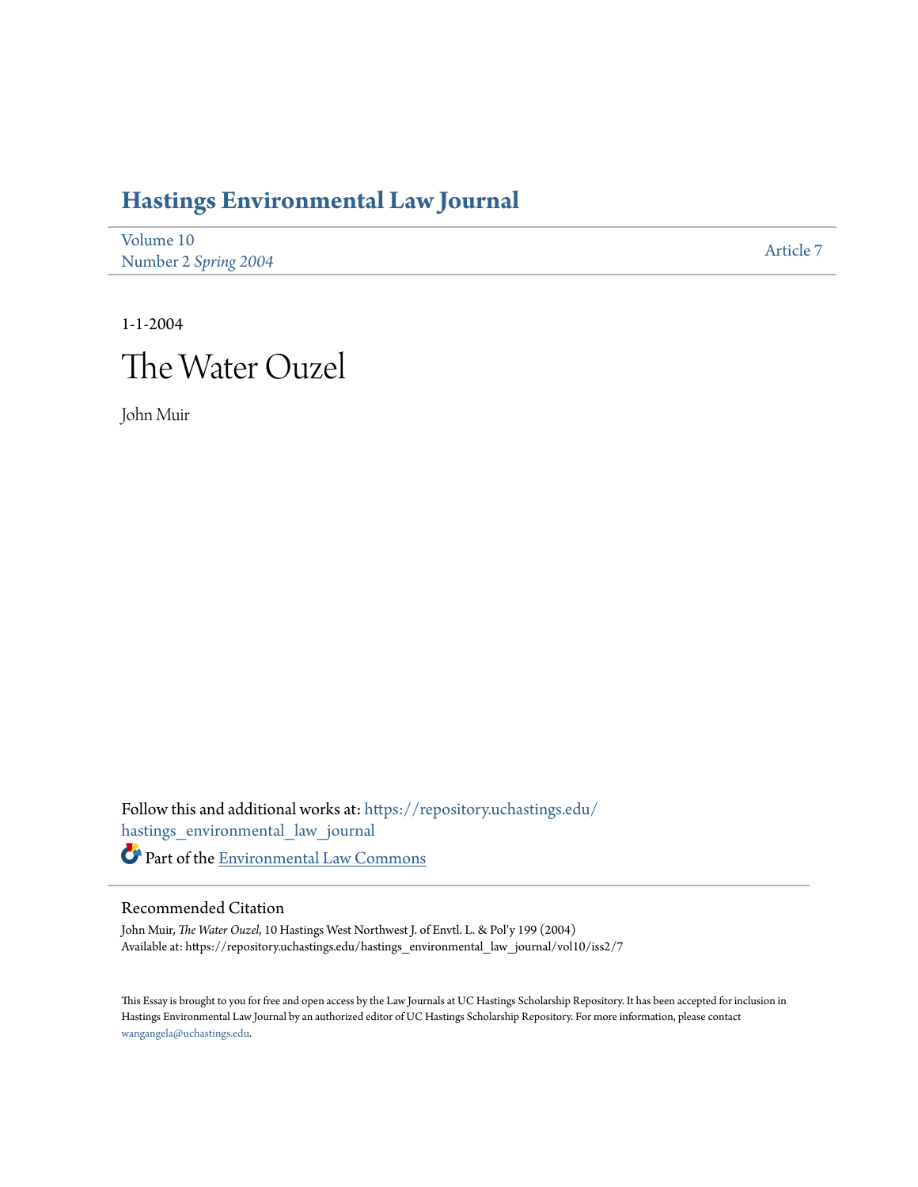# Hastings Environmental Law Journal

Volume 10
Number 2 *Spring 2004*

Article 7

1-1-2004

# The Water Ouzel

John Muir

Follow this and additional works at: https://repository.uchastings.edu/hastings_environmental_law_journal

Part of the Environmental Law Commons

## Recommended Citation

John Muir, *The Water Ouzel*, 10 Hastings West Northwest J. of Envtl. L. & Pol'y 199 (2004)
Available at: https://repository.uchastings.edu/hastings_environmental_law_journal/vol10/iss2/7

This Essay is brought to you for free and open access by the Law Journals at UC Hastings Scholarship Repository. It has been accepted for inclusion in Hastings Environmental Law Journal by an authorized editor of UC Hastings Scholarship Repository. For more information, please contact wangangela@uchastings.edu.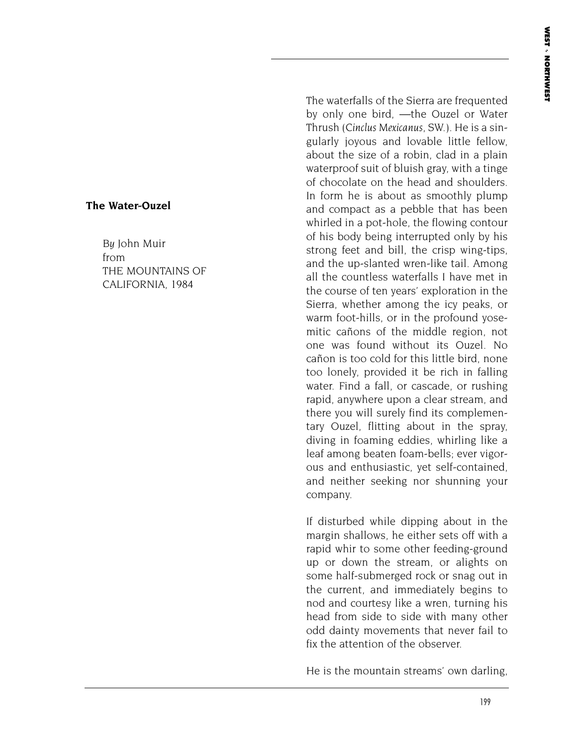## The Water-Ouzel

*By* John Muir
from
THE MOUNTAINS OF CALIFORNIA, 1984

The waterfalls of the Sierra are frequented by only one bird, —the Ouzel or Water Thrush (*Cinclus Mexicanus*, SW.). He is a singularly joyous and lovable little fellow, about the size of a robin, clad in a plain waterproof suit of bluish gray, with a tinge of chocolate on the head and shoulders. In form he is about as smoothly plump and compact as a pebble that has been whirled in a pot-hole, the flowing contour of his body being interrupted only by his strong feet and bill, the crisp wing-tips, and the up-slanted wren-like tail. Among all the countless waterfalls I have met in the course of ten years' exploration in the Sierra, whether among the icy peaks, or warm foot-hills, or in the profound yosemitic cañons of the middle region, not one was found without its Ouzel. No cañon is too cold for this little bird, none too lonely, provided it be rich in falling water. Find a fall, or cascade, or rushing rapid, anywhere upon a clear stream, and there you will surely find its complementary Ouzel, flitting about in the spray, diving in foaming eddies, whirling like a leaf among beaten foam-bells; ever vigorous and enthusiastic, yet self-contained, and neither seeking nor shunning your company.

If disturbed while dipping about in the margin shallows, he either sets off with a rapid whir to some other feeding-ground up or down the stream, or alights on some half-submerged rock or snag out in the current, and immediately begins to nod and courtesy like a wren, turning his head from side to side with many other odd dainty movements that never fail to fix the attention of the observer.

He is the mountain streams' own darling,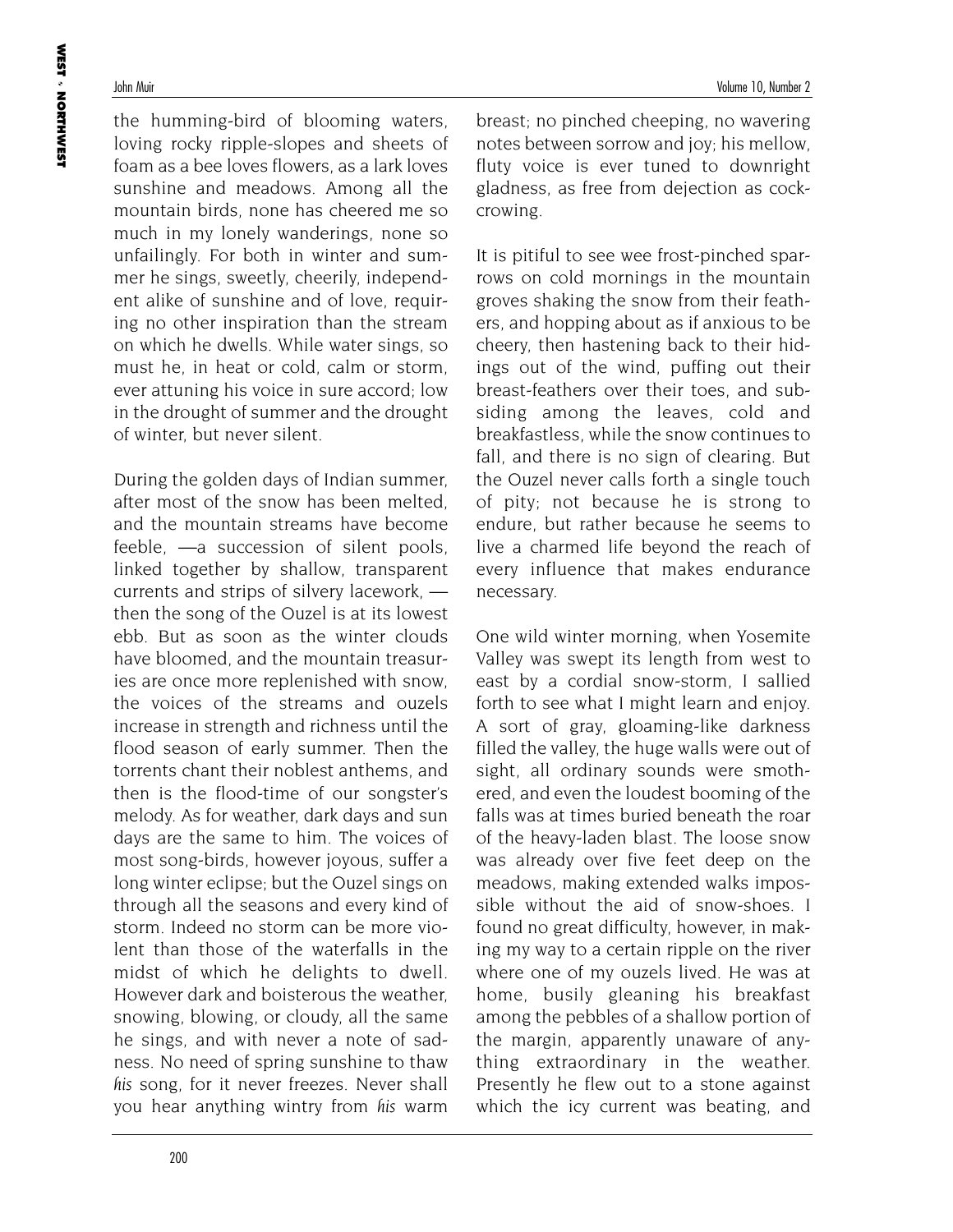the humming-bird of blooming waters, loving rocky ripple-slopes and sheets of foam as a bee loves flowers, as a lark loves sunshine and meadows. Among all the mountain birds, none has cheered me so much in my lonely wanderings, none so unfailingly. For both in winter and summer he sings, sweetly, cheerily, independent alike of sunshine and of love, requiring no other inspiration than the stream on which he dwells. While water sings, so must he, in heat or cold, calm or storm, ever attuning his voice in sure accord; low in the drought of summer and the drought of winter, but never silent.

During the golden days of Indian summer, after most of the snow has been melted, and the mountain streams have become feeble, —a succession of silent pools, linked together by shallow, transparent currents and strips of silvery lacework, — then the song of the Ouzel is at its lowest ebb. But as soon as the winter clouds have bloomed, and the mountain treasuries are once more replenished with snow, the voices of the streams and ouzels increase in strength and richness until the flood season of early summer. Then the torrents chant their noblest anthems, and then is the flood-time of our songster's melody. As for weather, dark days and sun days are the same to him. The voices of most song-birds, however joyous, suffer a long winter eclipse; but the Ouzel sings on through all the seasons and every kind of storm. Indeed no storm can be more violent than those of the waterfalls in the midst of which he delights to dwell. However dark and boisterous the weather, snowing, blowing, or cloudy, all the same he sings, and with never a note of sadness. No need of spring sunshine to thaw *his* song, for it never freezes. Never shall you hear anything wintry from *his* warm breast; no pinched cheeping, no wavering notes between sorrow and joy; his mellow, fluty voice is ever tuned to downright gladness, as free from dejection as cock-crowing.

It is pitiful to see wee frost-pinched sparrows on cold mornings in the mountain groves shaking the snow from their feathers, and hopping about as if anxious to be cheery, then hastening back to their hidings out of the wind, puffing out their breast-feathers over their toes, and subsiding among the leaves, cold and breakfastless, while the snow continues to fall, and there is no sign of clearing. But the Ouzel never calls forth a single touch of pity; not because he is strong to endure, but rather because he seems to live a charmed life beyond the reach of every influence that makes endurance necessary.

One wild winter morning, when Yosemite Valley was swept its length from west to east by a cordial snow-storm, I sallied forth to see what I might learn and enjoy. A sort of gray, gloaming-like darkness filled the valley, the huge walls were out of sight, all ordinary sounds were smothered, and even the loudest booming of the falls was at times buried beneath the roar of the heavy-laden blast. The loose snow was already over five feet deep on the meadows, making extended walks impossible without the aid of snow-shoes. I found no great difficulty, however, in making my way to a certain ripple on the river where one of my ouzels lived. He was at home, busily gleaning his breakfast among the pebbles of a shallow portion of the margin, apparently unaware of anything extraordinary in the weather. Presently he flew out to a stone against which the icy current was beating, and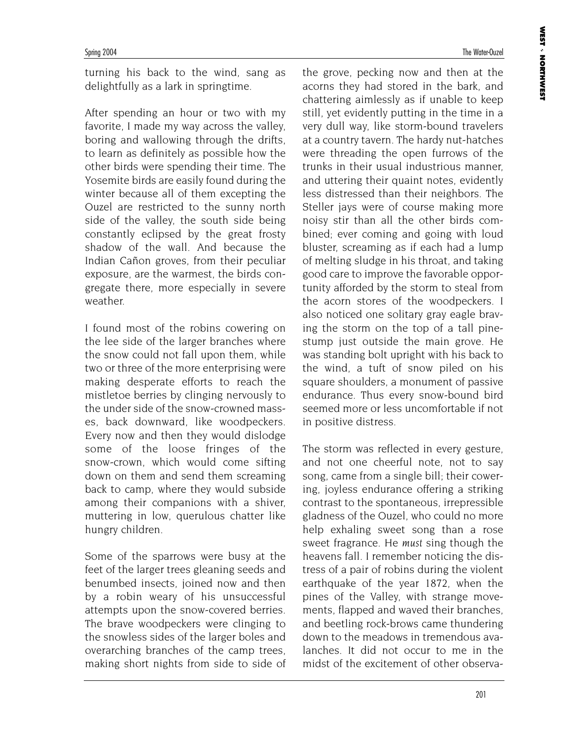turning his back to the wind, sang as delightfully as a lark in springtime.

After spending an hour or two with my favorite, I made my way across the valley, boring and wallowing through the drifts, to learn as definitely as possible how the other birds were spending their time. The Yosemite birds are easily found during the winter because all of them excepting the Ouzel are restricted to the sunny north side of the valley, the south side being constantly eclipsed by the great frosty shadow of the wall. And because the Indian Cañon groves, from their peculiar exposure, are the warmest, the birds congregate there, more especially in severe weather.

I found most of the robins cowering on the lee side of the larger branches where the snow could not fall upon them, while two or three of the more enterprising were making desperate efforts to reach the mistletoe berries by clinging nervously to the under side of the snow-crowned masses, back downward, like woodpeckers. Every now and then they would dislodge some of the loose fringes of the snow-crown, which would come sifting down on them and send them screaming back to camp, where they would subside among their companions with a shiver, muttering in low, querulous chatter like hungry children.

Some of the sparrows were busy at the feet of the larger trees gleaning seeds and benumbed insects, joined now and then by a robin weary of his unsuccessful attempts upon the snow-covered berries. The brave woodpeckers were clinging to the snowless sides of the larger boles and overarching branches of the camp trees, making short nights from side to side of the grove, pecking now and then at the acorns they had stored in the bark, and chattering aimlessly as if unable to keep still, yet evidently putting in the time in a very dull way, like storm-bound travelers at a country tavern. The hardy nut-hatches were threading the open furrows of the trunks in their usual industrious manner, and uttering their quaint notes, evidently less distressed than their neighbors. The Steller jays were of course making more noisy stir than all the other birds combined; ever coming and going with loud bluster, screaming as if each had a lump of melting sludge in his throat, and taking good care to improve the favorable opportunity afforded by the storm to steal from the acorn stores of the woodpeckers. I also noticed one solitary gray eagle braving the storm on the top of a tall pine-stump just outside the main grove. He was standing bolt upright with his back to the wind, a tuft of snow piled on his square shoulders, a monument of passive endurance. Thus every snow-bound bird seemed more or less uncomfortable if not in positive distress.

The storm was reflected in every gesture, and not one cheerful note, not to say song, came from a single bill; their cowering, joyless endurance offering a striking contrast to the spontaneous, irrepressible gladness of the Ouzel, who could no more help exhaling sweet song than a rose sweet fragrance. He *must* sing though the heavens fall. I remember noticing the distress of a pair of robins during the violent earthquake of the year 1872, when the pines of the Valley, with strange movements, flapped and waved their branches, and beetling rock-brows came thundering down to the meadows in tremendous avalanches. It did not occur to me in the midst of the excitement of other observa-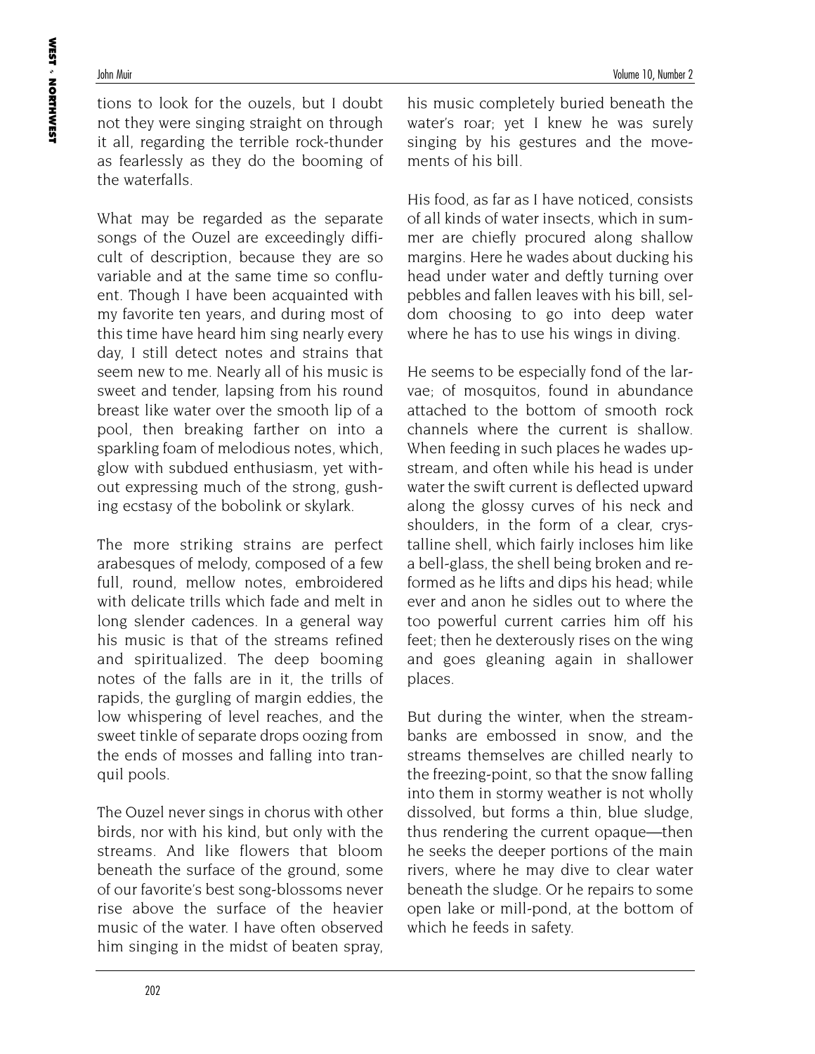tions to look for the ouzels, but I doubt not they were singing straight on through it all, regarding the terrible rock-thunder as fearlessly as they do the booming of the waterfalls.

What may be regarded as the separate songs of the Ouzel are exceedingly difficult of description, because they are so variable and at the same time so confluent. Though I have been acquainted with my favorite ten years, and during most of this time have heard him sing nearly every day, I still detect notes and strains that seem new to me. Nearly all of his music is sweet and tender, lapsing from his round breast like water over the smooth lip of a pool, then breaking farther on into a sparkling foam of melodious notes, which, glow with subdued enthusiasm, yet without expressing much of the strong, gushing ecstasy of the bobolink or skylark.

The more striking strains are perfect arabesques of melody, composed of a few full, round, mellow notes, embroidered with delicate trills which fade and melt in long slender cadences. In a general way his music is that of the streams refined and spiritualized. The deep booming notes of the falls are in it, the trills of rapids, the gurgling of margin eddies, the low whispering of level reaches, and the sweet tinkle of separate drops oozing from the ends of mosses and falling into tranquil pools.

The Ouzel never sings in chorus with other birds, nor with his kind, but only with the streams. And like flowers that bloom beneath the surface of the ground, some of our favorite's best song-blossoms never rise above the surface of the heavier music of the water. I have often observed him singing in the midst of beaten spray, his music completely buried beneath the water's roar; yet I knew he was surely singing by his gestures and the movements of his bill.

His food, as far as I have noticed, consists of all kinds of water insects, which in summer are chiefly procured along shallow margins. Here he wades about ducking his head under water and deftly turning over pebbles and fallen leaves with his bill, seldom choosing to go into deep water where he has to use his wings in diving.

He seems to be especially fond of the larvae; of mosquitos, found in abundance attached to the bottom of smooth rock channels where the current is shallow. When feeding in such places he wades upstream, and often while his head is under water the swift current is deflected upward along the glossy curves of his neck and shoulders, in the form of a clear, crystalline shell, which fairly incloses him like a bell-glass, the shell being broken and reformed as he lifts and dips his head; while ever and anon he sidles out to where the too powerful current carries him off his feet; then he dexterously rises on the wing and goes gleaning again in shallower places.

But during the winter, when the stream-banks are embossed in snow, and the streams themselves are chilled nearly to the freezing-point, so that the snow falling into them in stormy weather is not wholly dissolved, but forms a thin, blue sludge, thus rendering the current opaque—then he seeks the deeper portions of the main rivers, where he may dive to clear water beneath the sludge. Or he repairs to some open lake or mill-pond, at the bottom of which he feeds in safety.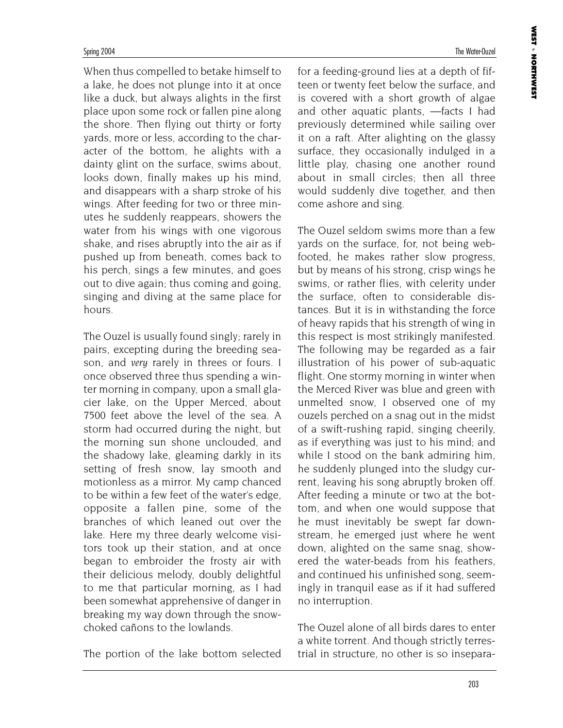When thus compelled to betake himself to a lake, he does not plunge into it at once like a duck, but always alights in the first place upon some rock or fallen pine along the shore. Then flying out thirty or forty yards, more or less, according to the character of the bottom, he alights with a dainty glint on the surface, swims about, looks down, finally makes up his mind, and disappears with a sharp stroke of his wings. After feeding for two or three minutes he suddenly reappears, showers the water from his wings with one vigorous shake, and rises abruptly into the air as if pushed up from beneath, comes back to his perch, sings a few minutes, and goes out to dive again; thus coming and going, singing and diving at the same place for hours.

The Ouzel is usually found singly; rarely in pairs, excepting during the breeding season, and *very* rarely in threes or fours. I once observed three thus spending a winter morning in company, upon a small glacier lake, on the Upper Merced, about 7500 feet above the level of the sea. A storm had occurred during the night, but the morning sun shone unclouded, and the shadowy lake, gleaming darkly in its setting of fresh snow, lay smooth and motionless as a mirror. My camp chanced to be within a few feet of the water's edge, opposite a fallen pine, some of the branches of which leaned out over the lake. Here my three dearly welcome visitors took up their station, and at once began to embroider the frosty air with their delicious melody, doubly delightful to me that particular morning, as I had been somewhat apprehensive of danger in breaking my way down through the snow-choked cañons to the lowlands.

The portion of the lake bottom selected for a feeding-ground lies at a depth of fifteen or twenty feet below the surface, and is covered with a short growth of algae and other aquatic plants, —facts I had previously determined while sailing over it on a raft. After alighting on the glassy surface, they occasionally indulged in a little play, chasing one another round about in small circles; then all three would suddenly dive together, and then come ashore and sing.

The Ouzel seldom swims more than a few yards on the surface, for, not being web-footed, he makes rather slow progress, but by means of his strong, crisp wings he swims, or rather flies, with celerity under the surface, often to considerable distances. But it is in withstanding the force of heavy rapids that his strength of wing in this respect is most strikingly manifested. The following may be regarded as a fair illustration of his power of sub-aquatic flight. One stormy morning in winter when the Merced River was blue and green with unmelted snow, I observed one of my ouzels perched on a snag out in the midst of a swift-rushing rapid, singing cheerily, as if everything was just to his mind; and while I stood on the bank admiring him, he suddenly plunged into the sludgy current, leaving his song abruptly broken off. After feeding a minute or two at the bottom, and when one would suppose that he must inevitably be swept far downstream, he emerged just where he went down, alighted on the same snag, showered the water-beads from his feathers, and continued his unfinished song, seemingly in tranquil ease as if it had suffered no interruption.

The Ouzel alone of all birds dares to enter a white torrent. And though strictly terrestrial in structure, no other is so insepara-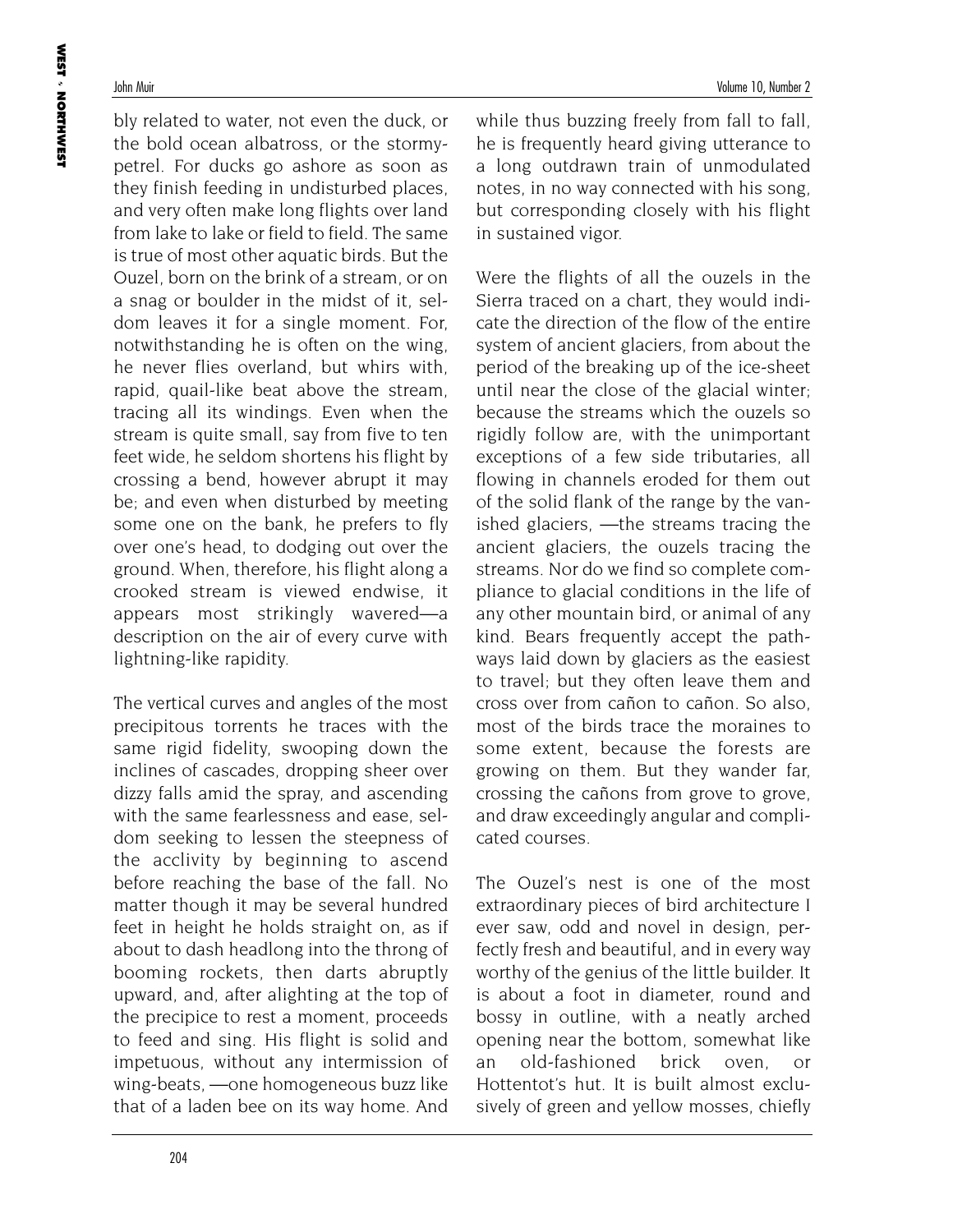bly related to water, not even the duck, or the bold ocean albatross, or the stormy-petrel. For ducks go ashore as soon as they finish feeding in undisturbed places, and very often make long flights over land from lake to lake or field to field. The same is true of most other aquatic birds. But the Ouzel, born on the brink of a stream, or on a snag or boulder in the midst of it, seldom leaves it for a single moment. For, notwithstanding he is often on the wing, he never flies overland, but whirs with, rapid, quail-like beat above the stream, tracing all its windings. Even when the stream is quite small, say from five to ten feet wide, he seldom shortens his flight by crossing a bend, however abrupt it may be; and even when disturbed by meeting some one on the bank, he prefers to fly over one's head, to dodging out over the ground. When, therefore, his flight along a crooked stream is viewed endwise, it appears most strikingly wavered—a description on the air of every curve with lightning-like rapidity.

The vertical curves and angles of the most precipitous torrents he traces with the same rigid fidelity, swooping down the inclines of cascades, dropping sheer over dizzy falls amid the spray, and ascending with the same fearlessness and ease, seldom seeking to lessen the steepness of the acclivity by beginning to ascend before reaching the base of the fall. No matter though it may be several hundred feet in height he holds straight on, as if about to dash headlong into the throng of booming rockets, then darts abruptly upward, and, after alighting at the top of the precipice to rest a moment, proceeds to feed and sing. His flight is solid and impetuous, without any intermission of wing-beats, —one homogeneous buzz like that of a laden bee on its way home. And while thus buzzing freely from fall to fall, he is frequently heard giving utterance to a long outdrawn train of unmodulated notes, in no way connected with his song, but corresponding closely with his flight in sustained vigor.

Were the flights of all the ouzels in the Sierra traced on a chart, they would indicate the direction of the flow of the entire system of ancient glaciers, from about the period of the breaking up of the ice-sheet until near the close of the glacial winter; because the streams which the ouzels so rigidly follow are, with the unimportant exceptions of a few side tributaries, all flowing in channels eroded for them out of the solid flank of the range by the vanished glaciers, —the streams tracing the ancient glaciers, the ouzels tracing the streams. Nor do we find so complete compliance to glacial conditions in the life of any other mountain bird, or animal of any kind. Bears frequently accept the pathways laid down by glaciers as the easiest to travel; but they often leave them and cross over from cañon to cañon. So also, most of the birds trace the moraines to some extent, because the forests are growing on them. But they wander far, crossing the cañons from grove to grove, and draw exceedingly angular and complicated courses.

The Ouzel's nest is one of the most extraordinary pieces of bird architecture I ever saw, odd and novel in design, perfectly fresh and beautiful, and in every way worthy of the genius of the little builder. It is about a foot in diameter, round and bossy in outline, with a neatly arched opening near the bottom, somewhat like an old-fashioned brick oven, or Hottentot's hut. It is built almost exclusively of green and yellow mosses, chiefly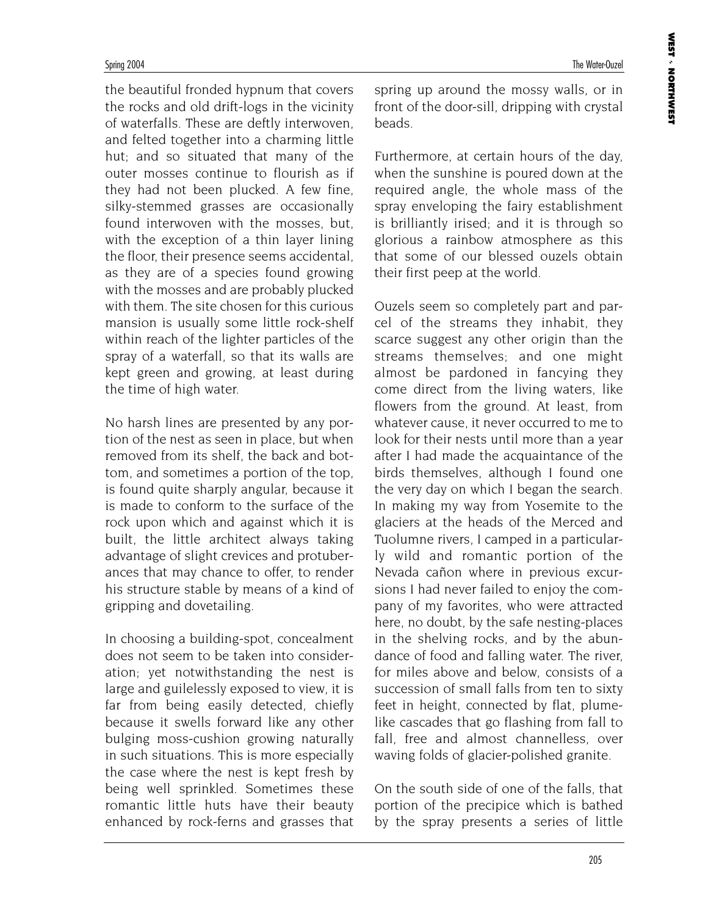the beautiful fronded hypnum that covers the rocks and old drift-logs in the vicinity of waterfalls. These are deftly interwoven, and felted together into a charming little hut; and so situated that many of the outer mosses continue to flourish as if they had not been plucked. A few fine, silky-stemmed grasses are occasionally found interwoven with the mosses, but, with the exception of a thin layer lining the floor, their presence seems accidental, as they are of a species found growing with the mosses and are probably plucked with them. The site chosen for this curious mansion is usually some little rock-shelf within reach of the lighter particles of the spray of a waterfall, so that its walls are kept green and growing, at least during the time of high water.

No harsh lines are presented by any portion of the nest as seen in place, but when removed from its shelf, the back and bottom, and sometimes a portion of the top, is found quite sharply angular, because it is made to conform to the surface of the rock upon which and against which it is built, the little architect always taking advantage of slight crevices and protuberances that may chance to offer, to render his structure stable by means of a kind of gripping and dovetailing.

In choosing a building-spot, concealment does not seem to be taken into consideration; yet notwithstanding the nest is large and guilelessly exposed to view, it is far from being easily detected, chiefly because it swells forward like any other bulging moss-cushion growing naturally in such situations. This is more especially the case where the nest is kept fresh by being well sprinkled. Sometimes these romantic little huts have their beauty enhanced by rock-ferns and grasses that spring up around the mossy walls, or in front of the door-sill, dripping with crystal beads.

Furthermore, at certain hours of the day, when the sunshine is poured down at the required angle, the whole mass of the spray enveloping the fairy establishment is brilliantly irised; and it is through so glorious a rainbow atmosphere as this that some of our blessed ouzels obtain their first peep at the world.

Ouzels seem so completely part and parcel of the streams they inhabit, they scarce suggest any other origin than the streams themselves; and one might almost be pardoned in fancying they come direct from the living waters, like flowers from the ground. At least, from whatever cause, it never occurred to me to look for their nests until more than a year after I had made the acquaintance of the birds themselves, although I found one the very day on which I began the search. In making my way from Yosemite to the glaciers at the heads of the Merced and Tuolumne rivers, I camped in a particularly wild and romantic portion of the Nevada cañon where in previous excursions I had never failed to enjoy the company of my favorites, who were attracted here, no doubt, by the safe nesting-places in the shelving rocks, and by the abundance of food and falling water. The river, for miles above and below, consists of a succession of small falls from ten to sixty feet in height, connected by flat, plume-like cascades that go flashing from fall to fall, free and almost channelless, over waving folds of glacier-polished granite.

On the south side of one of the falls, that portion of the precipice which is bathed by the spray presents a series of little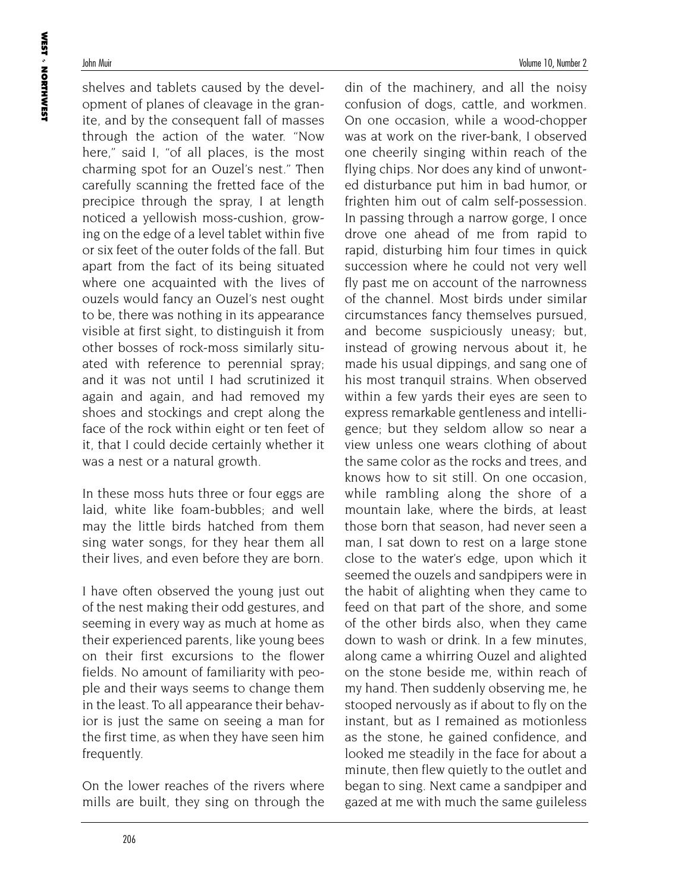shelves and tablets caused by the development of planes of cleavage in the granite, and by the consequent fall of masses through the action of the water. "Now here," said I, "of all places, is the most charming spot for an Ouzel's nest." Then carefully scanning the fretted face of the precipice through the spray, I at length noticed a yellowish moss-cushion, growing on the edge of a level tablet within five or six feet of the outer folds of the fall. But apart from the fact of its being situated where one acquainted with the lives of ouzels would fancy an Ouzel's nest ought to be, there was nothing in its appearance visible at first sight, to distinguish it from other bosses of rock-moss similarly situated with reference to perennial spray; and it was not until I had scrutinized it again and again, and had removed my shoes and stockings and crept along the face of the rock within eight or ten feet of it, that I could decide certainly whether it was a nest or a natural growth.

In these moss huts three or four eggs are laid, white like foam-bubbles; and well may the little birds hatched from them sing water songs, for they hear them all their lives, and even before they are born.

I have often observed the young just out of the nest making their odd gestures, and seeming in every way as much at home as their experienced parents, like young bees on their first excursions to the flower fields. No amount of familiarity with people and their ways seems to change them in the least. To all appearance their behavior is just the same on seeing a man for the first time, as when they have seen him frequently.

On the lower reaches of the rivers where mills are built, they sing on through the din of the machinery, and all the noisy confusion of dogs, cattle, and workmen. On one occasion, while a wood-chopper was at work on the river-bank, I observed one cheerily singing within reach of the flying chips. Nor does any kind of unwonted disturbance put him in bad humor, or frighten him out of calm self-possession. In passing through a narrow gorge, I once drove one ahead of me from rapid to rapid, disturbing him four times in quick succession where he could not very well fly past me on account of the narrowness of the channel. Most birds under similar circumstances fancy themselves pursued, and become suspiciously uneasy; but, instead of growing nervous about it, he made his usual dippings, and sang one of his most tranquil strains. When observed within a few yards their eyes are seen to express remarkable gentleness and intelligence; but they seldom allow so near a view unless one wears clothing of about the same color as the rocks and trees, and knows how to sit still. On one occasion, while rambling along the shore of a mountain lake, where the birds, at least those born that season, had never seen a man, I sat down to rest on a large stone close to the water's edge, upon which it seemed the ouzels and sandpipers were in the habit of alighting when they came to feed on that part of the shore, and some of the other birds also, when they came down to wash or drink. In a few minutes, along came a whirring Ouzel and alighted on the stone beside me, within reach of my hand. Then suddenly observing me, he stooped nervously as if about to fly on the instant, but as I remained as motionless as the stone, he gained confidence, and looked me steadily in the face for about a minute, then flew quietly to the outlet and began to sing. Next came a sandpiper and gazed at me with much the same guileless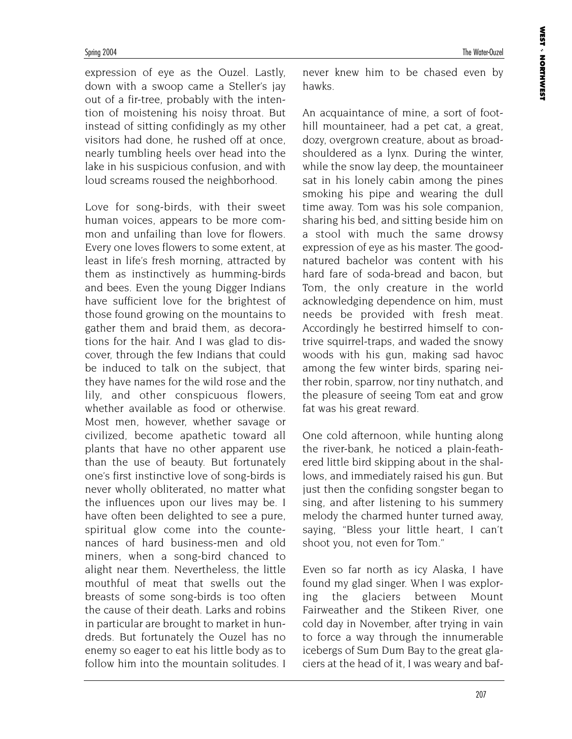expression of eye as the Ouzel. Lastly, down with a swoop came a Steller's jay out of a fir-tree, probably with the intention of moistening his noisy throat. But instead of sitting confidingly as my other visitors had done, he rushed off at once, nearly tumbling heels over head into the lake in his suspicious confusion, and with loud screams roused the neighborhood.

Love for song-birds, with their sweet human voices, appears to be more common and unfailing than love for flowers. Every one loves flowers to some extent, at least in life's fresh morning, attracted by them as instinctively as humming-birds and bees. Even the young Digger Indians have sufficient love for the brightest of those found growing on the mountains to gather them and braid them, as decorations for the hair. And I was glad to discover, through the few Indians that could be induced to talk on the subject, that they have names for the wild rose and the lily, and other conspicuous flowers, whether available as food or otherwise. Most men, however, whether savage or civilized, become apathetic toward all plants that have no other apparent use than the use of beauty. But fortunately one's first instinctive love of song-birds is never wholly obliterated, no matter what the influences upon our lives may be. I have often been delighted to see a pure, spiritual glow come into the countenances of hard business-men and old miners, when a song-bird chanced to alight near them. Nevertheless, the little mouthful of meat that swells out the breasts of some song-birds is too often the cause of their death. Larks and robins in particular are brought to market in hundreds. But fortunately the Ouzel has no enemy so eager to eat his little body as to follow him into the mountain solitudes. I never knew him to be chased even by hawks.

An acquaintance of mine, a sort of foothill mountaineer, had a pet cat, a great, dozy, overgrown creature, about as broad-shouldered as a lynx. During the winter, while the snow lay deep, the mountaineer sat in his lonely cabin among the pines smoking his pipe and wearing the dull time away. Tom was his sole companion, sharing his bed, and sitting beside him on a stool with much the same drowsy expression of eye as his master. The good-natured bachelor was content with his hard fare of soda-bread and bacon, but Tom, the only creature in the world acknowledging dependence on him, must needs be provided with fresh meat. Accordingly he bestirred himself to contrive squirrel-traps, and waded the snowy woods with his gun, making sad havoc among the few winter birds, sparing neither robin, sparrow, nor tiny nuthatch, and the pleasure of seeing Tom eat and grow fat was his great reward.

One cold afternoon, while hunting along the river-bank, he noticed a plain-feathered little bird skipping about in the shallows, and immediately raised his gun. But just then the confiding songster began to sing, and after listening to his summery melody the charmed hunter turned away, saying, "Bless your little heart, I can't shoot you, not even for Tom."

Even so far north as icy Alaska, I have found my glad singer. When I was exploring the glaciers between Mount Fairweather and the Stikeen River, one cold day in November, after trying in vain to force a way through the innumerable icebergs of Sum Dum Bay to the great glaciers at the head of it, I was weary and baf-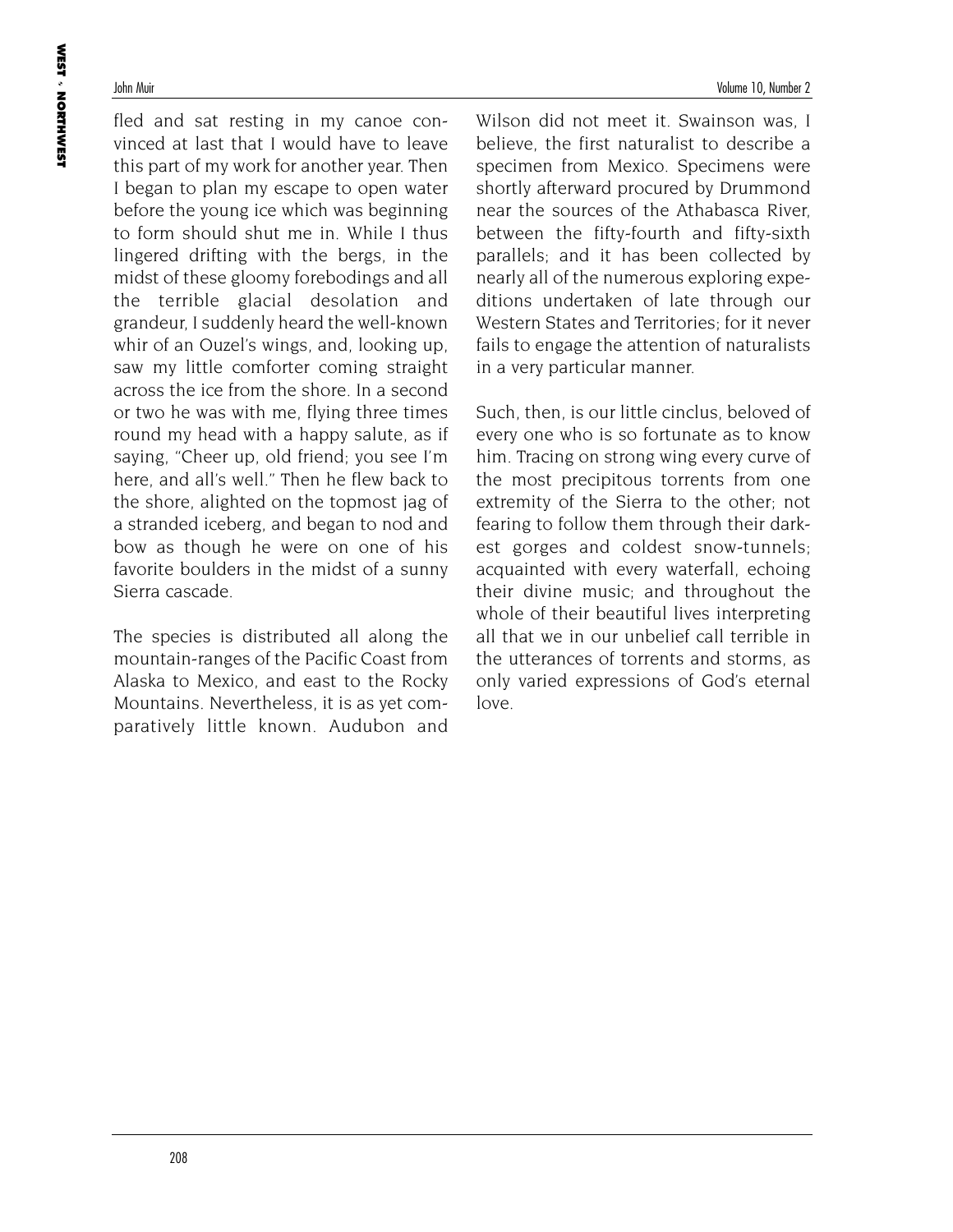fled and sat resting in my canoe convinced at last that I would have to leave this part of my work for another year. Then I began to plan my escape to open water before the young ice which was beginning to form should shut me in. While I thus lingered drifting with the bergs, in the midst of these gloomy forebodings and all the terrible glacial desolation and grandeur, I suddenly heard the well-known whir of an Ouzel's wings, and, looking up, saw my little comforter coming straight across the ice from the shore. In a second or two he was with me, flying three times round my head with a happy salute, as if saying, "Cheer up, old friend; you see I'm here, and all's well." Then he flew back to the shore, alighted on the topmost jag of a stranded iceberg, and began to nod and bow as though he were on one of his favorite boulders in the midst of a sunny Sierra cascade.

The species is distributed all along the mountain-ranges of the Pacific Coast from Alaska to Mexico, and east to the Rocky Mountains. Nevertheless, it is as yet comparatively little known. Audubon and Wilson did not meet it. Swainson was, I believe, the first naturalist to describe a specimen from Mexico. Specimens were shortly afterward procured by Drummond near the sources of the Athabasca River, between the fifty-fourth and fifty-sixth parallels; and it has been collected by nearly all of the numerous exploring expeditions undertaken of late through our Western States and Territories; for it never fails to engage the attention of naturalists in a very particular manner.

Such, then, is our little cinclus, beloved of every one who is so fortunate as to know him. Tracing on strong wing every curve of the most precipitous torrents from one extremity of the Sierra to the other; not fearing to follow them through their darkest gorges and coldest snow-tunnels; acquainted with every waterfall, echoing their divine music; and throughout the whole of their beautiful lives interpreting all that we in our unbelief call terrible in the utterances of torrents and storms, as only varied expressions of God's eternal love.